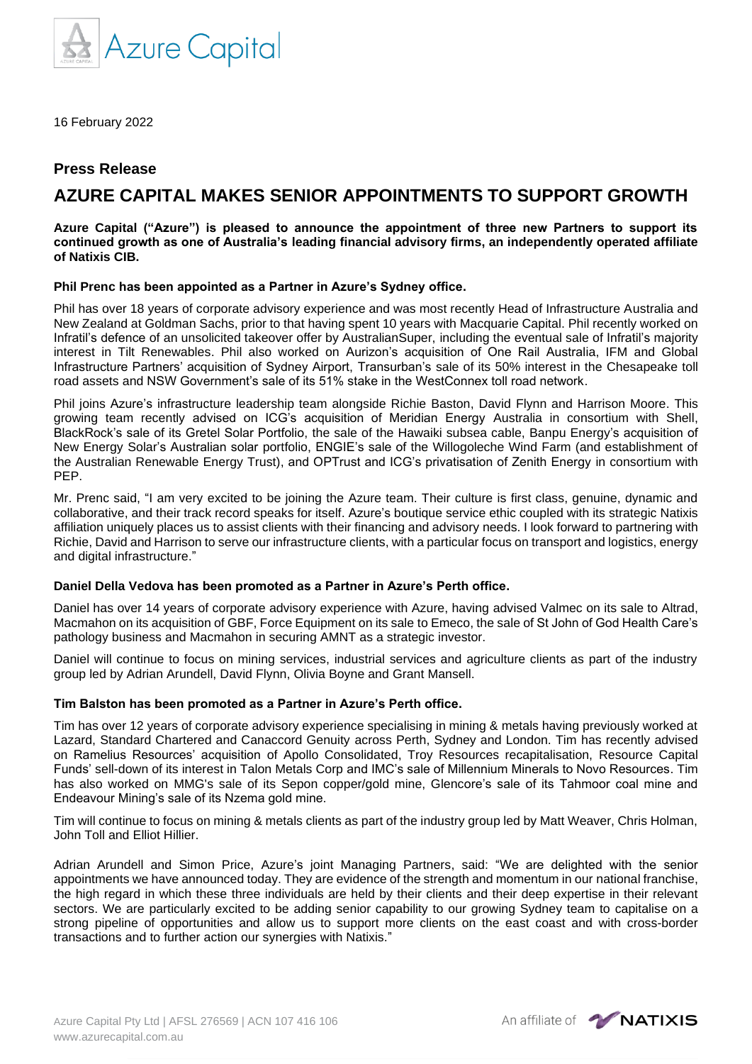16 February 2022

## Press Release

# AZURE CAPITAL MAKES SENIOR APPOINTMENTS TO SUPPORT GROWTH

**Azure Capital ("Azure") is pleased to announce the appointment of three new Partners to support its continued growth as one of Australia's leading financial advisory firms, an independently operated affiliate of Natixis CIB.**

**Phil Prenc has been appointed as a Partner in Azure's Sydney office.**

Phil has over 18 years of corporate advisory experience and was most recently Head of Infrastructure Australia and New Zealand at Goldman Sachs, prior to that having spent 10 years with Macquarie Capital. Phil recently worked on Infratil's defence of an unsolicited takeover offer by AustralianSuper, including the eventual sale of Infratil's majority interest in Tilt Renewables. Phil also worked on Aurizon's acquisition of One Rail Australia, IFM and Global Infrastructure Partners' acquisition of Sydney Airport, Transurban's sale of its 50% interest in the Chesapeake toll road assets and NSW Government's sale of its 51% stake in the WestConnex toll road network.

Phil joins Azure's infrastructure leadership team alongside Richie Baston, David Flynn and Harrison Moore. This growing team recently advised on ICG's acquisition of Meridian Energy Australia in consortium with Shell, BlackRock's sale of its Gretel Solar Portfolio, the sale of the Hawaiki subsea cable, Banpu Energy's acquisition of New Energy Solar's Australian solar portfolio, ENGIE's sale of the Willogoleche Wind Farm (and establishment of the Australian Renewable Energy Trust), and OPTrust and ICG's privatisation of Zenith Energy in consortium with PEP.

Mr. Prenc said, "I am very excited to be joining the Azure team. Their culture is first class, genuine, dynamic and collaborative, and their track record speaks for itself. Azure's boutique service ethic coupled with its strategic Natixis affiliation uniquely places us to assist clients with their financing and advisory needs. I look forward to partnering with Richie, David and Harrison to serve our infrastructure clients, with a particular focus on transport and logistics, energy and digital infrastructure."

**Daniel Della Vedova has been promoted as a Partner in Azure's Perth office.**

Daniel has over 14 years of corporate advisory experience with Azure, having advised Valmec on its sale to Altrad, Macmahon on its acquisition of GBF, Force Equipment on its sale to Emeco, the sale of St John of God Health Care's pathology business and Macmahon in securing AMNT as a strategic investor.

Daniel will continue to focus on mining services, industrial services and agriculture clients as part of the industry group led by Adrian Arundell, David Flynn, Olivia Boyne and Grant Mansell.

**Tim Balston has been promoted as a Partner in Azure's Perth office.**

Tim has over 12 years of corporate advisory experience specialising in mining & metals having previously worked at Lazard, Standard Chartered and Canaccord Genuity across Perth, Sydney and London. Tim has recently advised on Ramelius Resources' acquisition of Apollo Consolidated, Troy Resources recapitalisation, Resource Capital Funds' sell-down of its interest in Talon Metals Corp and IMC's sale of Millennium Minerals to Novo Resources. Tim has also worked on MMG's sale of its Sepon copper/gold mine, Glencore's sale of its Tahmoor coal mine and Endeavour Mining's sale of its Nzema gold mine.

Tim will continue to focus on mining & metals clients as part of the industry group led by Matt Weaver, Chris Holman, John Toll and Elliot Hillier.

Adrian Arundell and Simon Price, Azure's joint Managing Partners, said: "We are delighted with the senior appointments we have announced today. They are evidence of the strength and momentum in our national franchise, the high regard in which these three individuals are held by their clients and their deep expertise in their relevant sectors. We are particularly excited to be adding senior capability to our growing Sydney team to capitalise on a strong pipeline of opportunities and allow us to support more clients on the east coast and with cross-border transactions and to further action our synergies with Natixis."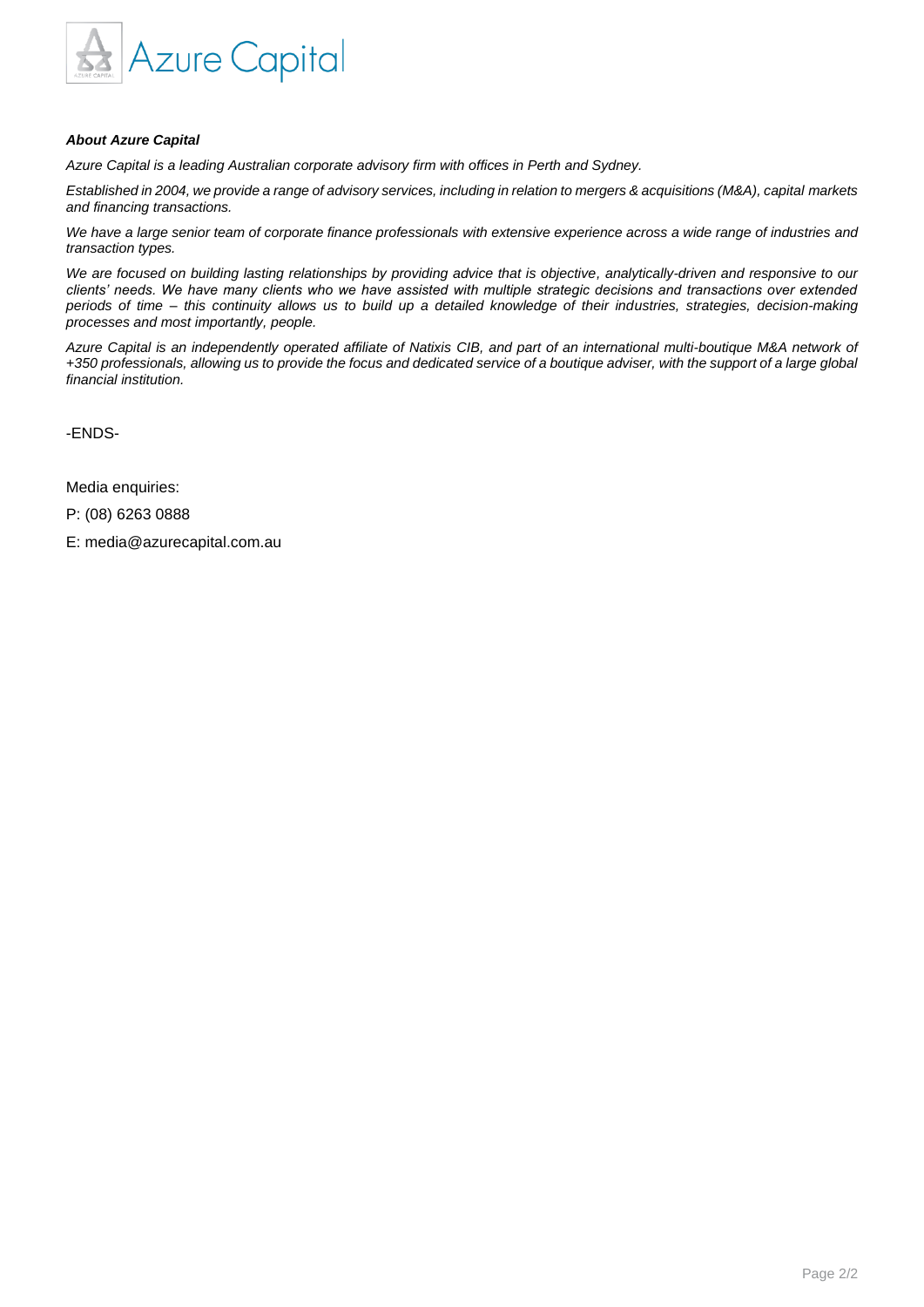***About Azure Capital***

*Azure Capital is a leading Australian corporate advisory firm with offices in Perth and Sydney.*

*Established in 2004, we provide a range of advisory services, including in relation to mergers & acquisitions (M&A), capital markets and financing transactions.*

*We have a large senior team of corporate finance professionals with extensive experience across a wide range of industries and transaction types.*

*We are focused on building lasting relationships by providing advice that is objective, analytically-driven and responsive to our clients' needs. We have many clients who we have assisted with multiple strategic decisions and transactions over extended periods of time – this continuity allows us to build up a detailed knowledge of their industries, strategies, decision-making processes and most importantly, people.*

*Azure Capital is an independently operated affiliate of Natixis CIB, and part of an international multi-boutique M&A network of +350 professionals, allowing us to provide the focus and dedicated service of a boutique adviser, with the support of a large global financial institution.*

-ENDS-

Media enquiries:

P: (08) 6263 0888

E: media@azurecapital.com.au